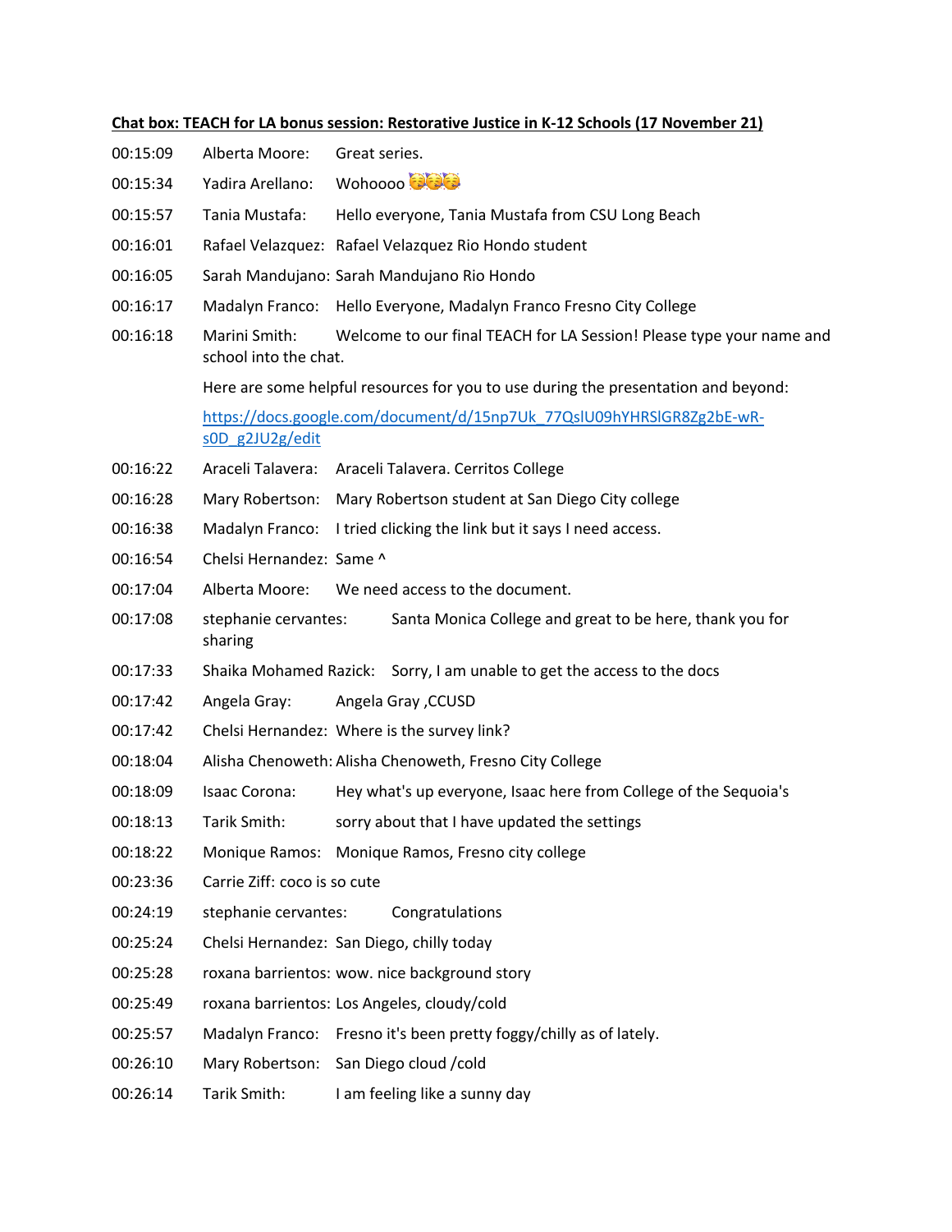**Chat box: TEACH for LA bonus session: Restorative Justice in K-12 Schools (17 November 21)**

| | | |
|---|---|---|
| 00:15:09 | Alberta Moore: | Great series. |
| 00:15:34 | Yadira Arellano: | Wohoooo 🥳🥳🥳 |
| 00:15:57 | Tania Mustafa: | Hello everyone, Tania Mustafa from CSU Long Beach |
| 00:16:01 | Rafael Velazquez: | Rafael Velazquez Rio Hondo student |
| 00:16:05 | Sarah Mandujano: | Sarah Mandujano Rio Hondo |
| 00:16:17 | Madalyn Franco: | Hello Everyone, Madalyn Franco Fresno City College |
| 00:16:18 | Marini Smith: | Welcome to our final TEACH for LA Session! Please type your name and school into the chat.<br><br>Here are some helpful resources for you to use during the presentation and beyond:<br><br>https://docs.google.com/document/d/15np7Uk_77QslU09hYHRSlGR8Zg2bE-wR-s0D_g2JU2g/edit |
| 00:16:22 | Araceli Talavera: | Araceli Talavera. Cerritos College |
| 00:16:28 | Mary Robertson: | Mary Robertson student at San Diego City college |
| 00:16:38 | Madalyn Franco: | I tried clicking the link but it says I need access. |
| 00:16:54 | Chelsi Hernandez: | Same ^ |
| 00:17:04 | Alberta Moore: | We need access to the document. |
| 00:17:08 | stephanie cervantes: | Santa Monica College and great to be here, thank you for sharing |
| 00:17:33 | Shaika Mohamed Razick: | Sorry, I am unable to get the access to the docs |
| 00:17:42 | Angela Gray: | Angela Gray ,CCUSD |
| 00:17:42 | Chelsi Hernandez: | Where is the survey link? |
| 00:18:04 | Alisha Chenoweth: | Alisha Chenoweth, Fresno City College |
| 00:18:09 | Isaac Corona: | Hey what's up everyone, Isaac here from College of the Sequoia's |
| 00:18:13 | Tarik Smith: | sorry about that I have updated the settings |
| 00:18:22 | Monique Ramos: | Monique Ramos, Fresno city college |
| 00:23:36 | Carrie Ziff: | coco is so cute |
| 00:24:19 | stephanie cervantes: | Congratulations |
| 00:25:24 | Chelsi Hernandez: | San Diego, chilly today |
| 00:25:28 | roxana barrientos: | wow. nice background story |
| 00:25:49 | roxana barrientos: | Los Angeles, cloudy/cold |
| 00:25:57 | Madalyn Franco: | Fresno it's been pretty foggy/chilly as of lately. |
| 00:26:10 | Mary Robertson: | San Diego cloud /cold |
| 00:26:14 | Tarik Smith: | I am feeling like a sunny day |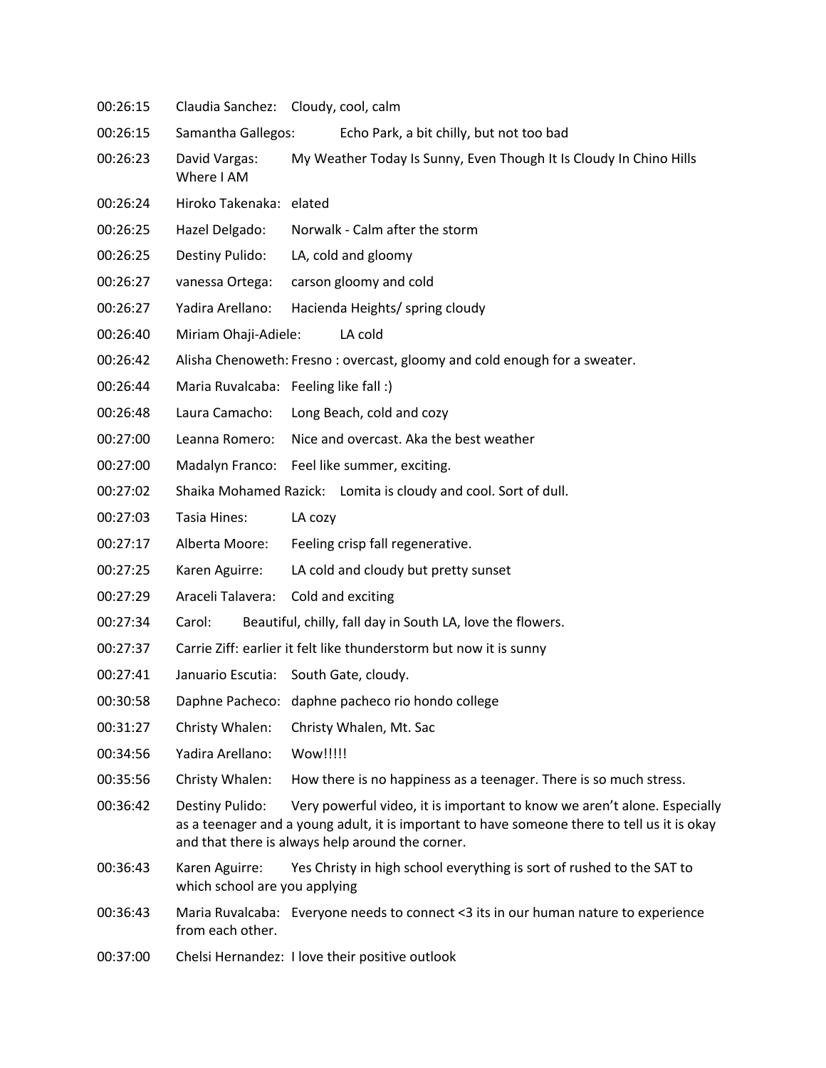00:26:15	Claudia Sanchez:	Cloudy, cool, calm

00:26:15	Samantha Gallegos:	Echo Park, a bit chilly, but not too bad

00:26:23	David Vargas:	My Weather Today Is Sunny, Even Though It Is Cloudy In Chino Hills Where I AM

00:26:24	Hiroko Takenaka:	elated

00:26:25	Hazel Delgado:	Norwalk - Calm after the storm

00:26:25	Destiny Pulido:	LA, cold and gloomy

00:26:27	vanessa Ortega:	carson gloomy and cold

00:26:27	Yadira Arellano:	Hacienda Heights/ spring cloudy

00:26:40	Miriam Ohaji-Adiele:	LA cold

00:26:42	Alisha Chenoweth: Fresno : overcast, gloomy and cold enough for a sweater.

00:26:44	Maria Ruvalcaba:	Feeling like fall :)

00:26:48	Laura Camacho:	Long Beach, cold and cozy

00:27:00	Leanna Romero:	Nice and overcast. Aka the best weather

00:27:00	Madalyn Franco:	Feel like summer, exciting.

00:27:02	Shaika Mohamed Razick:	Lomita is cloudy and cool. Sort of dull.

00:27:03	Tasia Hines:	LA cozy

00:27:17	Alberta Moore:	Feeling crisp fall regenerative.

00:27:25	Karen Aguirre:	LA cold and cloudy but pretty sunset

00:27:29	Araceli Talavera:	Cold and exciting

00:27:34	Carol:	Beautiful, chilly, fall day in South LA, love the flowers.

00:27:37	Carrie Ziff: earlier it felt like thunderstorm but now it is sunny

00:27:41	Januario Escutia:	South Gate, cloudy.

00:30:58	Daphne Pacheco:	daphne pacheco rio hondo college

00:31:27	Christy Whalen:	Christy Whalen, Mt. Sac

00:34:56	Yadira Arellano:	Wow!!!!!

00:35:56	Christy Whalen:	How there is no happiness as a teenager. There is so much stress.

00:36:42	Destiny Pulido:	Very powerful video, it is important to know we aren't alone. Especially as a teenager and a young adult, it is important to have someone there to tell us it is okay and that there is always help around the corner.

00:36:43	Karen Aguirre:	Yes Christy in high school everything is sort of rushed to the SAT to which school are you applying

00:36:43	Maria Ruvalcaba:	Everyone needs to connect <3 its in our human nature to experience from each other.

00:37:00	Chelsi Hernandez:	I love their positive outlook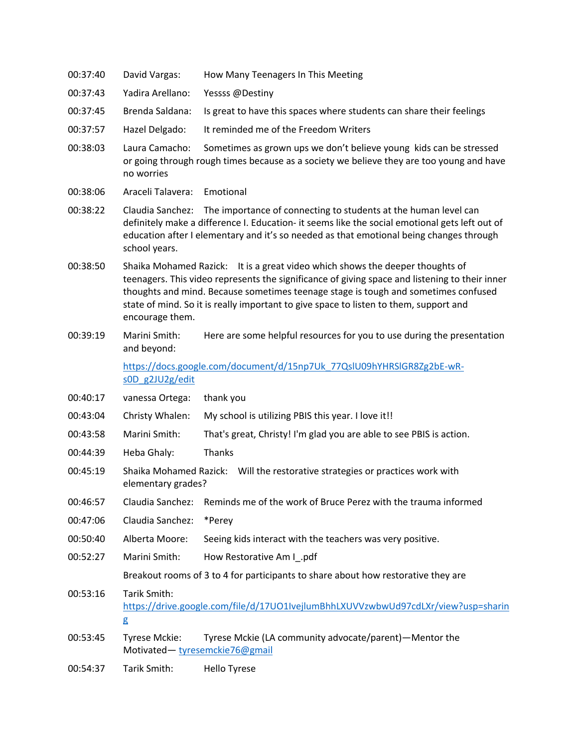00:37:40 David Vargas: How Many Teenagers In This Meeting

00:37:43 Yadira Arellano: Yessss @Destiny

00:37:45 Brenda Saldana: Is great to have this spaces where students can share their feelings

00:37:57 Hazel Delgado: It reminded me of the Freedom Writers

00:38:03 Laura Camacho: Sometimes as grown ups we don't believe young kids can be stressed or going through rough times because as a society we believe they are too young and have no worries

00:38:06 Araceli Talavera: Emotional

00:38:22 Claudia Sanchez: The importance of connecting to students at the human level can definitely make a difference I. Education- it seems like the social emotional gets left out of education after I elementary and it's so needed as that emotional being changes through school years.

00:38:50 Shaika Mohamed Razick: It is a great video which shows the deeper thoughts of teenagers. This video represents the significance of giving space and listening to their inner thoughts and mind. Because sometimes teenage stage is tough and sometimes confused state of mind. So it is really important to give space to listen to them, support and encourage them.

00:39:19 Marini Smith: Here are some helpful resources for you to use during the presentation and beyond:

https://docs.google.com/document/d/15np7Uk_77QslU09hYHRSlGR8Zg2bE-wR-s0D_g2JU2g/edit

00:40:17 vanessa Ortega: thank you

00:43:04 Christy Whalen: My school is utilizing PBIS this year. I love it!!

00:43:58 Marini Smith: That's great, Christy! I'm glad you are able to see PBIS is action.

00:44:39 Heba Ghaly: Thanks

00:45:19 Shaika Mohamed Razick: Will the restorative strategies or practices work with elementary grades?

00:46:57 Claudia Sanchez: Reminds me of the work of Bruce Perez with the trauma informed

00:47:06 Claudia Sanchez: *Perey

00:50:40 Alberta Moore: Seeing kids interact with the teachers was very positive.

00:52:27 Marini Smith: How Restorative Am I_.pdf

Breakout rooms of 3 to 4 for participants to share about how restorative they are

00:53:16 Tarik Smith: https://drive.google.com/file/d/17UO1IvejlumBhhLXUVVzwbwUd97cdLXr/view?usp=sharing

00:53:45 Tyrese Mckie: Tyrese Mckie (LA community advocate/parent)—Mentor the Motivated— tyresemckie76@gmail

00:54:37 Tarik Smith: Hello Tyrese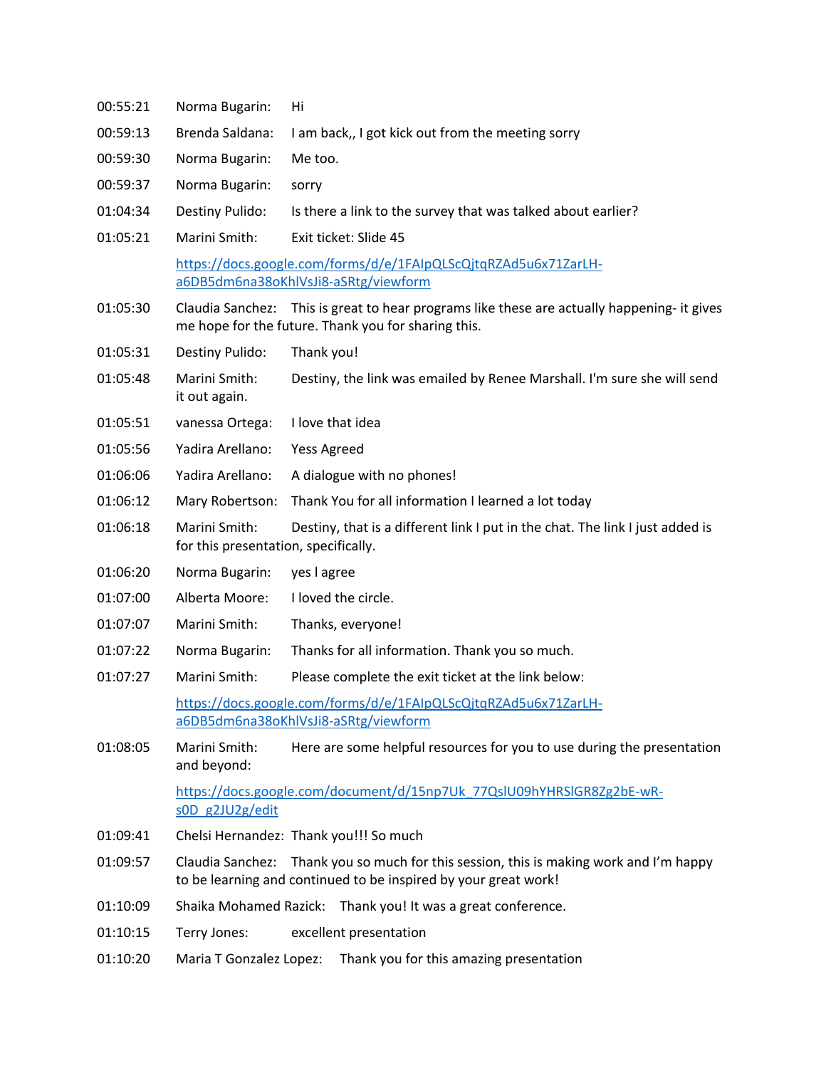00:55:21 Norma Bugarin: Hi

00:59:13 Brenda Saldana: I am back,, I got kick out from the meeting sorry

00:59:30 Norma Bugarin: Me too.

00:59:37 Norma Bugarin: sorry

01:04:34 Destiny Pulido: Is there a link to the survey that was talked about earlier?

01:05:21 Marini Smith: Exit ticket: Slide 45

https://docs.google.com/forms/d/e/1FAIpQLScQjtqRZAd5u6x71ZarLH-a6DB5dm6na38oKhlVsJi8-aSRtg/viewform

01:05:30 Claudia Sanchez: This is great to hear programs like these are actually happening- it gives me hope for the future. Thank you for sharing this.

01:05:31 Destiny Pulido: Thank you!

01:05:48 Marini Smith: Destiny, the link was emailed by Renee Marshall. I'm sure she will send it out again.

01:05:51 vanessa Ortega: I love that idea

01:05:56 Yadira Arellano: Yess Agreed

01:06:06 Yadira Arellano: A dialogue with no phones!

01:06:12 Mary Robertson: Thank You for all information I learned a lot today

01:06:18 Marini Smith: Destiny, that is a different link I put in the chat. The link I just added is for this presentation, specifically.

01:06:20 Norma Bugarin: yes I agree

01:07:00 Alberta Moore: I loved the circle.

01:07:07 Marini Smith: Thanks, everyone!

01:07:22 Norma Bugarin: Thanks for all information. Thank you so much.

01:07:27 Marini Smith: Please complete the exit ticket at the link below:

https://docs.google.com/forms/d/e/1FAIpQLScQjtqRZAd5u6x71ZarLH-a6DB5dm6na38oKhlVsJi8-aSRtg/viewform

01:08:05 Marini Smith: Here are some helpful resources for you to use during the presentation and beyond:

https://docs.google.com/document/d/15np7Uk_77QslU09hYHRSlGR8Zg2bE-wR-s0D_g2JU2g/edit

01:09:41 Chelsi Hernandez: Thank you!!! So much

01:09:57 Claudia Sanchez: Thank you so much for this session, this is making work and I'm happy to be learning and continued to be inspired by your great work!

01:10:09 Shaika Mohamed Razick: Thank you! It was a great conference.

01:10:15 Terry Jones: excellent presentation

01:10:20 Maria T Gonzalez Lopez: Thank you for this amazing presentation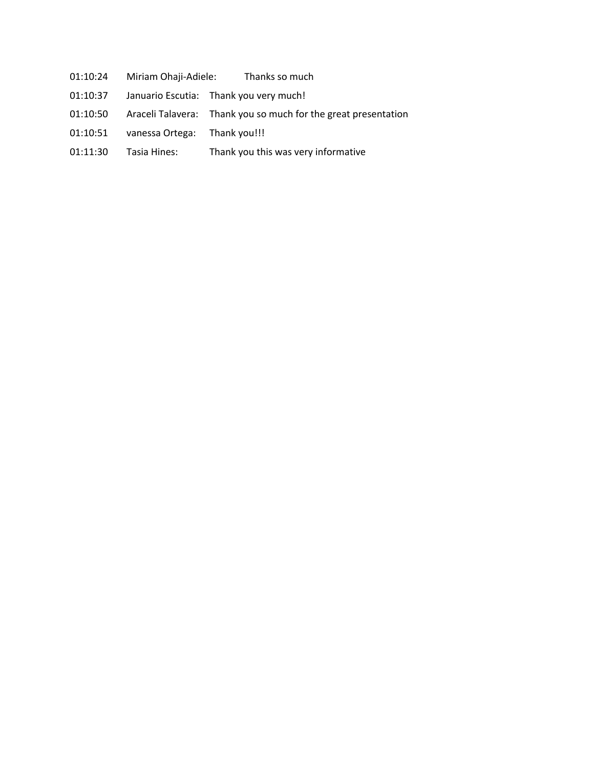01:10:24 Miriam Ohaji-Adiele: Thanks so much

01:10:37 Januario Escutia: Thank you very much!

01:10:50 Araceli Talavera: Thank you so much for the great presentation

01:10:51 vanessa Ortega: Thank you!!!

01:11:30 Tasia Hines: Thank you this was very informative